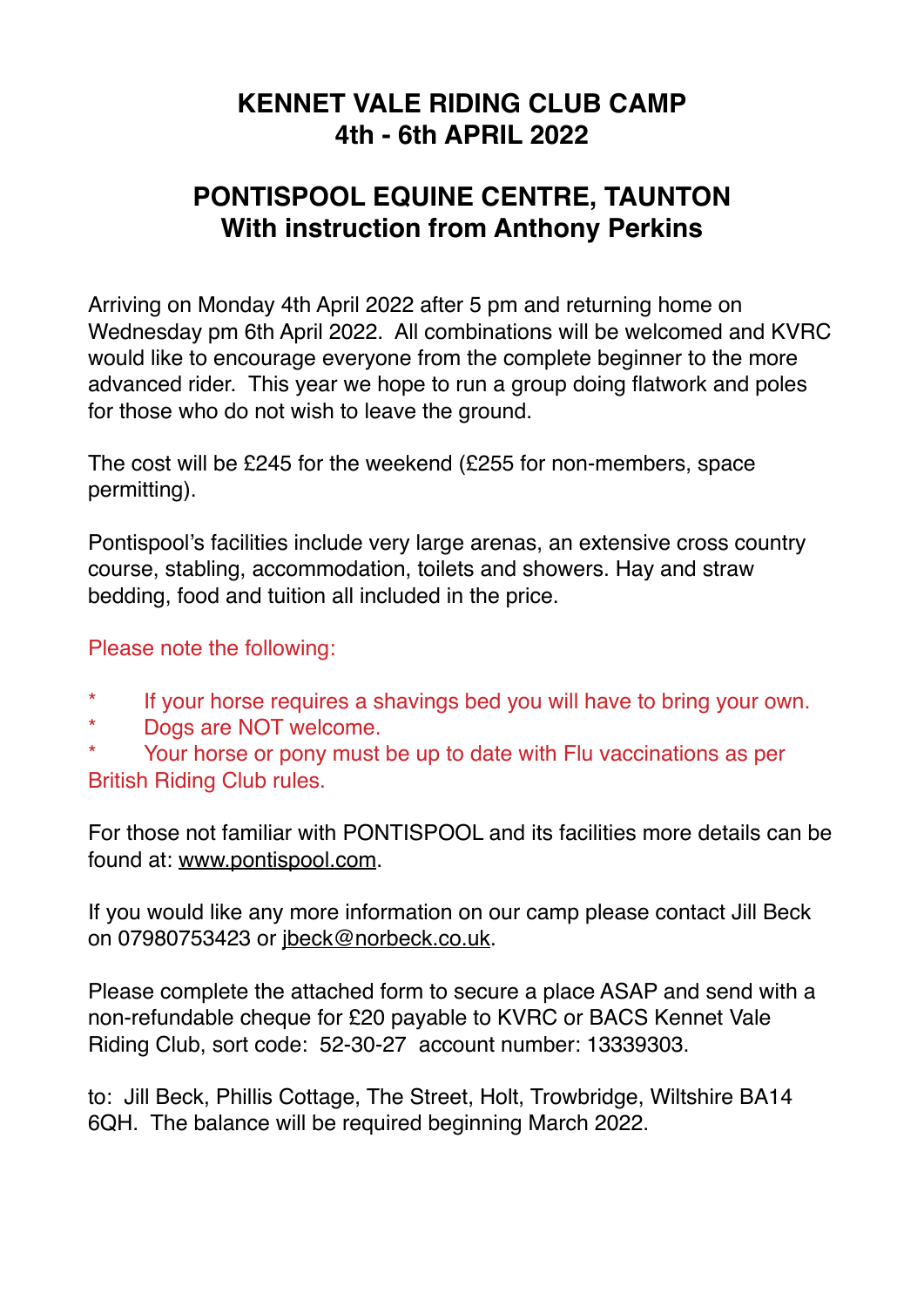# KENNET VALE RIDING CLUB CAMP
# 4th - 6th APRIL 2022

## PONTISPOOL EQUINE CENTRE, TAUNTON
## With instruction from Anthony Perkins

Arriving on Monday 4th April 2022 after 5 pm and returning home on Wednesday pm 6th April 2022. All combinations will be welcomed and KVRC would like to encourage everyone from the complete beginner to the more advanced rider. This year we hope to run a group doing flatwork and poles for those who do not wish to leave the ground.

The cost will be £245 for the weekend (£255 for non-members, space permitting).

Pontispool's facilities include very large arenas, an extensive cross country course, stabling, accommodation, toilets and showers. Hay and straw bedding, food and tuition all included in the price.

Please note the following:

* If your horse requires a shavings bed you will have to bring your own.
* Dogs are NOT welcome.
* Your horse or pony must be up to date with Flu vaccinations as per British Riding Club rules.

For those not familiar with PONTISPOOL and its facilities more details can be found at: www.pontispool.com.

If you would like any more information on our camp please contact Jill Beck on 07980753423 or jbeck@norbeck.co.uk.

Please complete the attached form to secure a place ASAP and send with a non-refundable cheque for £20 payable to KVRC or BACS Kennet Vale Riding Club, sort code: 52-30-27 account number: 13339303.

to: Jill Beck, Phillis Cottage, The Street, Holt, Trowbridge, Wiltshire BA14 6QH. The balance will be required beginning March 2022.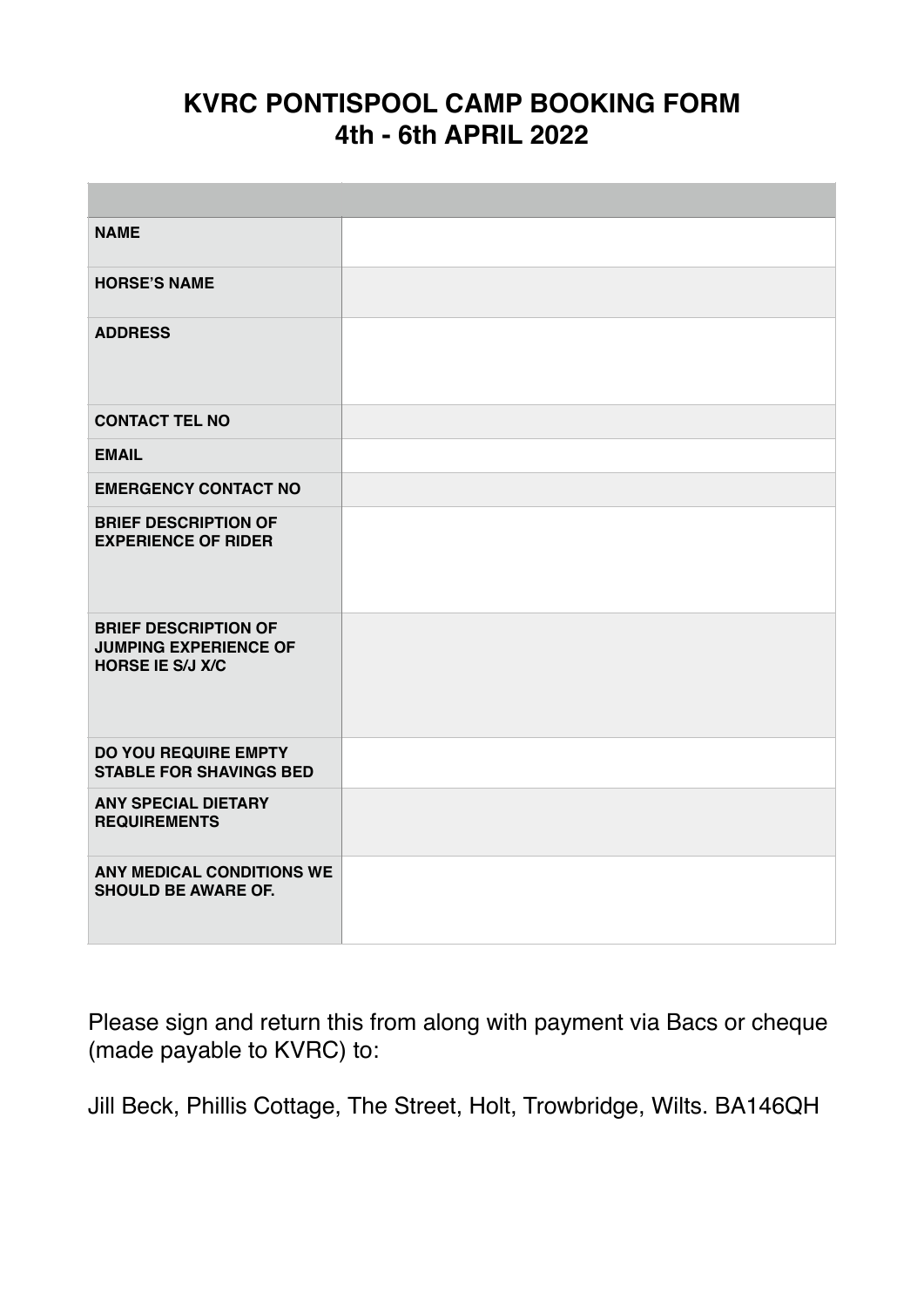# KVRC PONTISPOOL CAMP BOOKING FORM
# 4th - 6th APRIL 2022

| | |
|---|---|
| **NAME** | |
| **HORSE'S NAME** | |
| **ADDRESS** | |
| **CONTACT TEL NO** | |
| **EMAIL** | |
| **EMERGENCY CONTACT NO** | |
| **BRIEF DESCRIPTION OF EXPERIENCE OF RIDER** | |
| **BRIEF DESCRIPTION OF JUMPING EXPERIENCE OF HORSE IE S/J X/C** | |
| **DO YOU REQUIRE EMPTY STABLE FOR SHAVINGS BED** | |
| **ANY SPECIAL DIETARY REQUIREMENTS** | |
| **ANY MEDICAL CONDITIONS WE SHOULD BE AWARE OF.** | |

Please sign and return this from along with payment via Bacs or cheque (made payable to KVRC) to:

Jill Beck, Phillis Cottage, The Street, Holt, Trowbridge, Wilts. BA146QH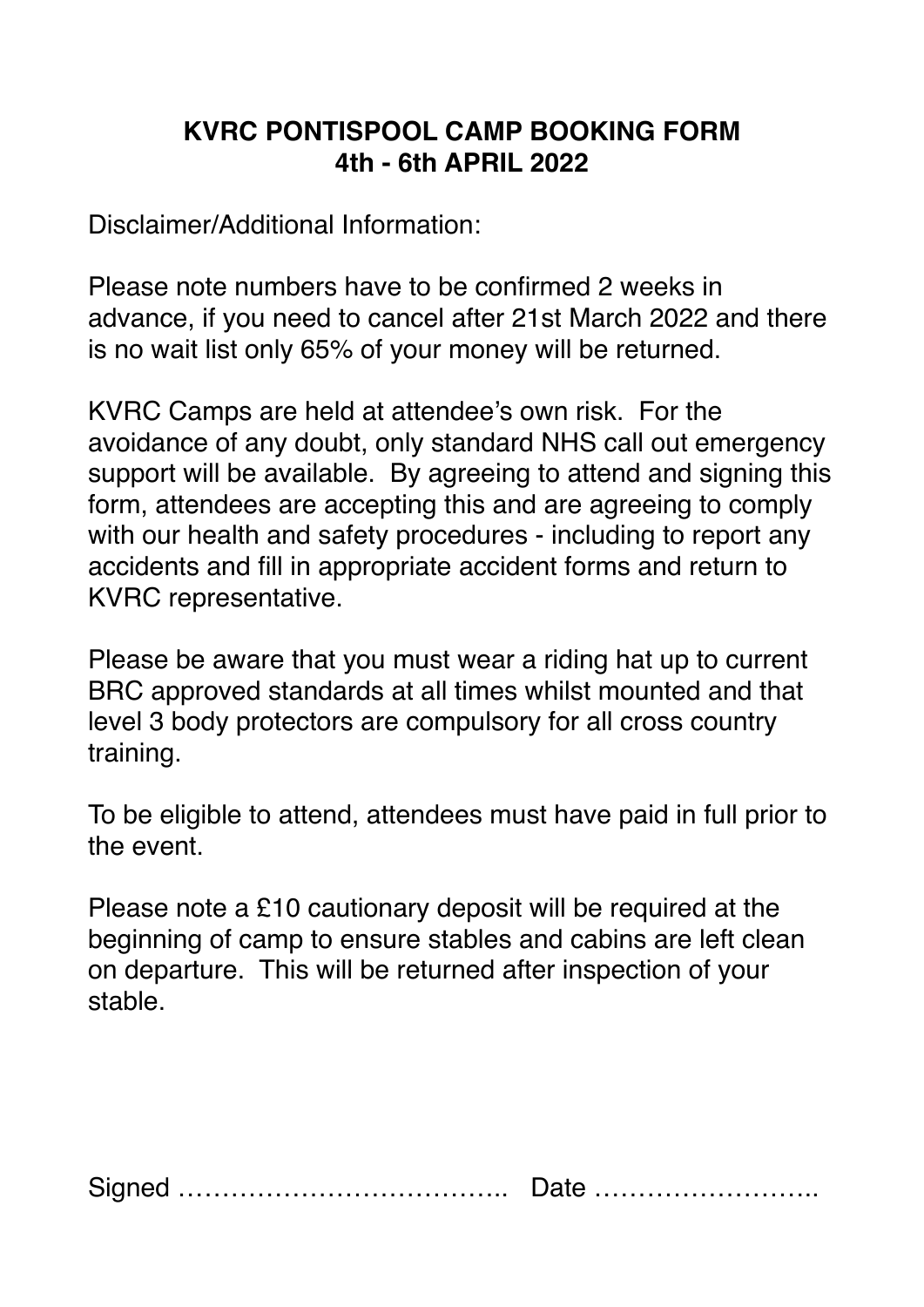**KVRC PONTISPOOL CAMP BOOKING FORM**
**4th - 6th APRIL 2022**

Disclaimer/Additional Information:

Please note numbers have to be confirmed 2 weeks in advance, if you need to cancel after 21st March 2022 and there is no wait list only 65% of your money will be returned.

KVRC Camps are held at attendee's own risk. For the avoidance of any doubt, only standard NHS call out emergency support will be available. By agreeing to attend and signing this form, attendees are accepting this and are agreeing to comply with our health and safety procedures - including to report any accidents and fill in appropriate accident forms and return to KVRC representative.

Please be aware that you must wear a riding hat up to current BRC approved standards at all times whilst mounted and that level 3 body protectors are compulsory for all cross country training.

To be eligible to attend, attendees must have paid in full prior to the event.

Please note a £10 cautionary deposit will be required at the beginning of camp to ensure stables and cabins are left clean on departure. This will be returned after inspection of your stable.

Signed ……………………………….. Date ……………………..